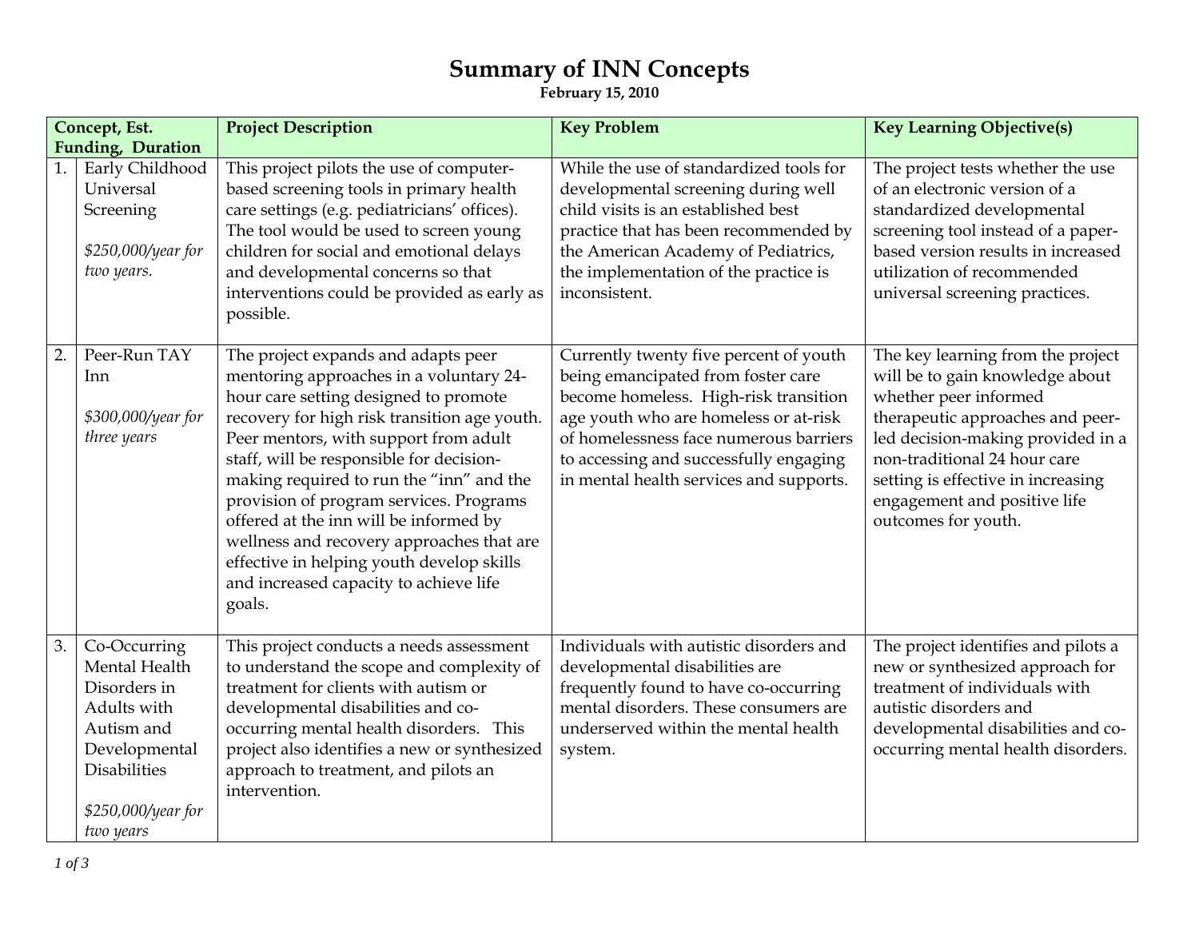# Summary of INN Concepts

**February 15, 2010**

| Concept, Est. Funding, Duration | Project Description | Key Problem | Key Learning Objective(s) |
|---|---|---|---|
| 1. Early Childhood Universal Screening<br><br>*$250,000/year for two years.* | This project pilots the use of computer-based screening tools in primary health care settings (e.g. pediatricians' offices). The tool would be used to screen young children for social and emotional delays and developmental concerns so that interventions could be provided as early as possible. | While the use of standardized tools for developmental screening during well child visits is an established best practice that has been recommended by the American Academy of Pediatrics, the implementation of the practice is inconsistent. | The project tests whether the use of an electronic version of a standardized developmental screening tool instead of a paper-based version results in increased utilization of recommended universal screening practices. |
| 2. Peer-Run TAY Inn<br><br>*$300,000/year for three years* | The project expands and adapts peer mentoring approaches in a voluntary 24-hour care setting designed to promote recovery for high risk transition age youth. Peer mentors, with support from adult staff, will be responsible for decision-making required to run the "inn" and the provision of program services. Programs offered at the inn will be informed by wellness and recovery approaches that are effective in helping youth develop skills and increased capacity to achieve life goals. | Currently twenty five percent of youth being emancipated from foster care become homeless. High-risk transition age youth who are homeless or at-risk of homelessness face numerous barriers to accessing and successfully engaging in mental health services and supports. | The key learning from the project will be to gain knowledge about whether peer informed therapeutic approaches and peer-led decision-making provided in a non-traditional 24 hour care setting is effective in increasing engagement and positive life outcomes for youth. |
| 3. Co-Occurring Mental Health Disorders in Adults with Autism and Developmental Disabilities<br><br>*$250,000/year for two years* | This project conducts a needs assessment to understand the scope and complexity of treatment for clients with autism or developmental disabilities and co-occurring mental health disorders. This project also identifies a new or synthesized approach to treatment, and pilots an intervention. | Individuals with autistic disorders and developmental disabilities are frequently found to have co-occurring mental disorders. These consumers are underserved within the mental health system. | The project identifies and pilots a new or synthesized approach for treatment of individuals with autistic disorders and developmental disabilities and co-occurring mental health disorders. |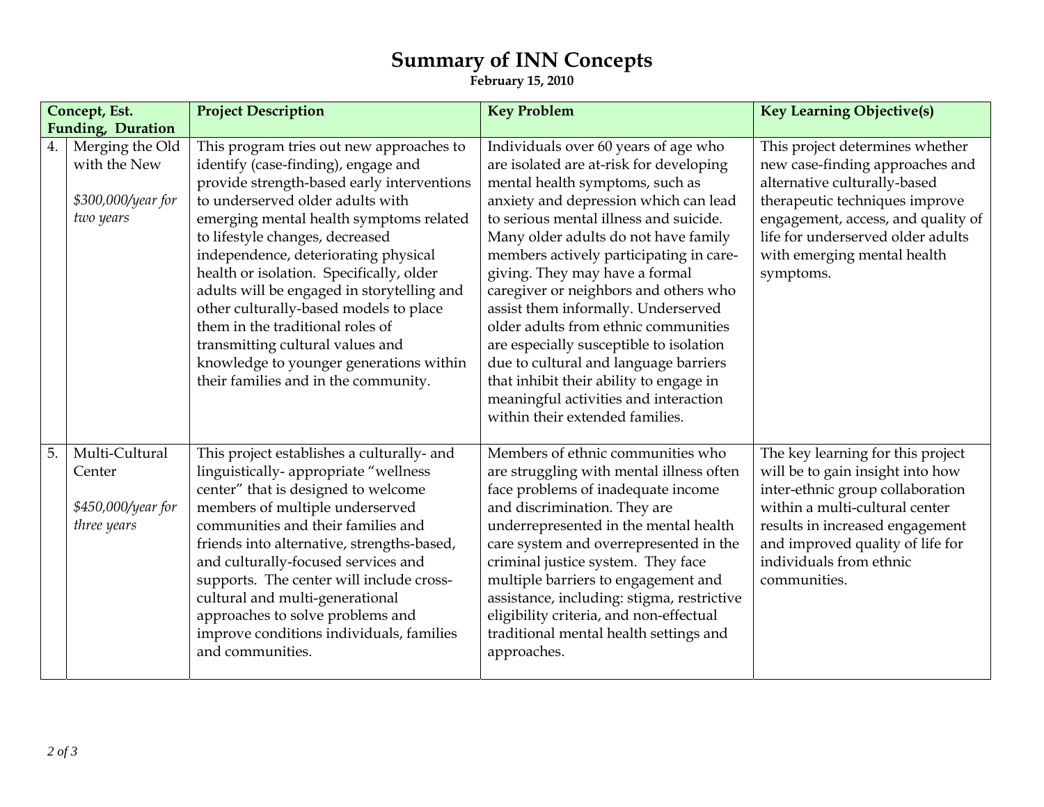# Summary of INN Concepts

**February 15, 2010**

| Concept, Est. Funding, Duration | | Project Description | Key Problem | Key Learning Objective(s) |
|---|---|---|---|---|
| 4. | Merging the Old with the New<br><br>*$300,000/year for two years* | This program tries out new approaches to identify (case-finding), engage and provide strength-based early interventions to underserved older adults with emerging mental health symptoms related to lifestyle changes, decreased independence, deteriorating physical health or isolation. Specifically, older adults will be engaged in storytelling and other culturally-based models to place them in the traditional roles of transmitting cultural values and knowledge to younger generations within their families and in the community. | Individuals over 60 years of age who are isolated are at-risk for developing mental health symptoms, such as anxiety and depression which can lead to serious mental illness and suicide. Many older adults do not have family members actively participating in care-giving. They may have a formal caregiver or neighbors and others who assist them informally. Underserved older adults from ethnic communities are especially susceptible to isolation due to cultural and language barriers that inhibit their ability to engage in meaningful activities and interaction within their extended families. | This project determines whether new case-finding approaches and alternative culturally-based therapeutic techniques improve engagement, access, and quality of life for underserved older adults with emerging mental health symptoms. |
| 5. | Multi-Cultural Center<br><br>*$450,000/year for three years* | This project establishes a culturally- and linguistically- appropriate "wellness center" that is designed to welcome members of multiple underserved communities and their families and friends into alternative, strengths-based, and culturally-focused services and supports. The center will include cross-cultural and multi-generational approaches to solve problems and improve conditions individuals, families and communities. | Members of ethnic communities who are struggling with mental illness often face problems of inadequate income and discrimination. They are underrepresented in the mental health care system and overrepresented in the criminal justice system. They face multiple barriers to engagement and assistance, including: stigma, restrictive eligibility criteria, and non-effectual traditional mental health settings and approaches. | The key learning for this project will be to gain insight into how inter-ethnic group collaboration within a multi-cultural center results in increased engagement and improved quality of life for individuals from ethnic communities. |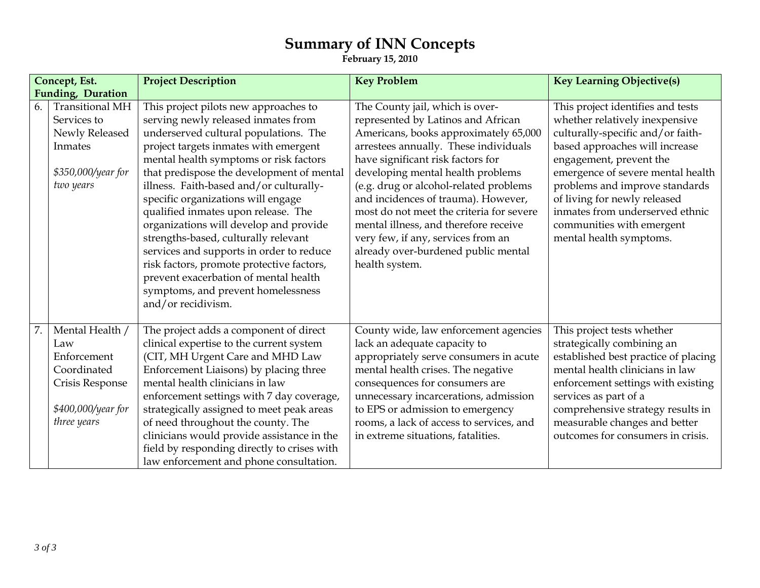# Summary of INN Concepts

**February 15, 2010**

| Concept, Est. Funding, Duration | | Project Description | Key Problem | Key Learning Objective(s) |
|---|---|---|---|---|
| 6. | Transitional MH Services to Newly Released Inmates<br><br>*$350,000/year for two years* | This project pilots new approaches to serving newly released inmates from underserved cultural populations. The project targets inmates with emergent mental health symptoms or risk factors that predispose the development of mental illness. Faith-based and/or culturally-specific organizations will engage qualified inmates upon release. The organizations will develop and provide strengths-based, culturally relevant services and supports in order to reduce risk factors, promote protective factors, prevent exacerbation of mental health symptoms, and prevent homelessness and/or recidivism. | The County jail, which is over-represented by Latinos and African Americans, books approximately 65,000 arrestees annually. These individuals have significant risk factors for developing mental health problems (e.g. drug or alcohol-related problems and incidences of trauma). However, most do not meet the criteria for severe mental illness, and therefore receive very few, if any, services from an already over-burdened public mental health system. | This project identifies and tests whether relatively inexpensive culturally-specific and/or faith-based approaches will increase engagement, prevent the emergence of severe mental health problems and improve standards of living for newly released inmates from underserved ethnic communities with emergent mental health symptoms. |
| 7. | Mental Health / Law Enforcement Coordinated Crisis Response<br><br>*$400,000/year for three years* | The project adds a component of direct clinical expertise to the current system (CIT, MH Urgent Care and MHD Law Enforcement Liaisons) by placing three mental health clinicians in law enforcement settings with 7 day coverage, strategically assigned to meet peak areas of need throughout the county. The clinicians would provide assistance in the field by responding directly to crises with law enforcement and phone consultation. | County wide, law enforcement agencies lack an adequate capacity to appropriately serve consumers in acute mental health crises. The negative consequences for consumers are unnecessary incarcerations, admission to EPS or admission to emergency rooms, a lack of access to services, and in extreme situations, fatalities. | This project tests whether strategically combining an established best practice of placing mental health clinicians in law enforcement settings with existing services as part of a comprehensive strategy results in measurable changes and better outcomes for consumers in crisis. |